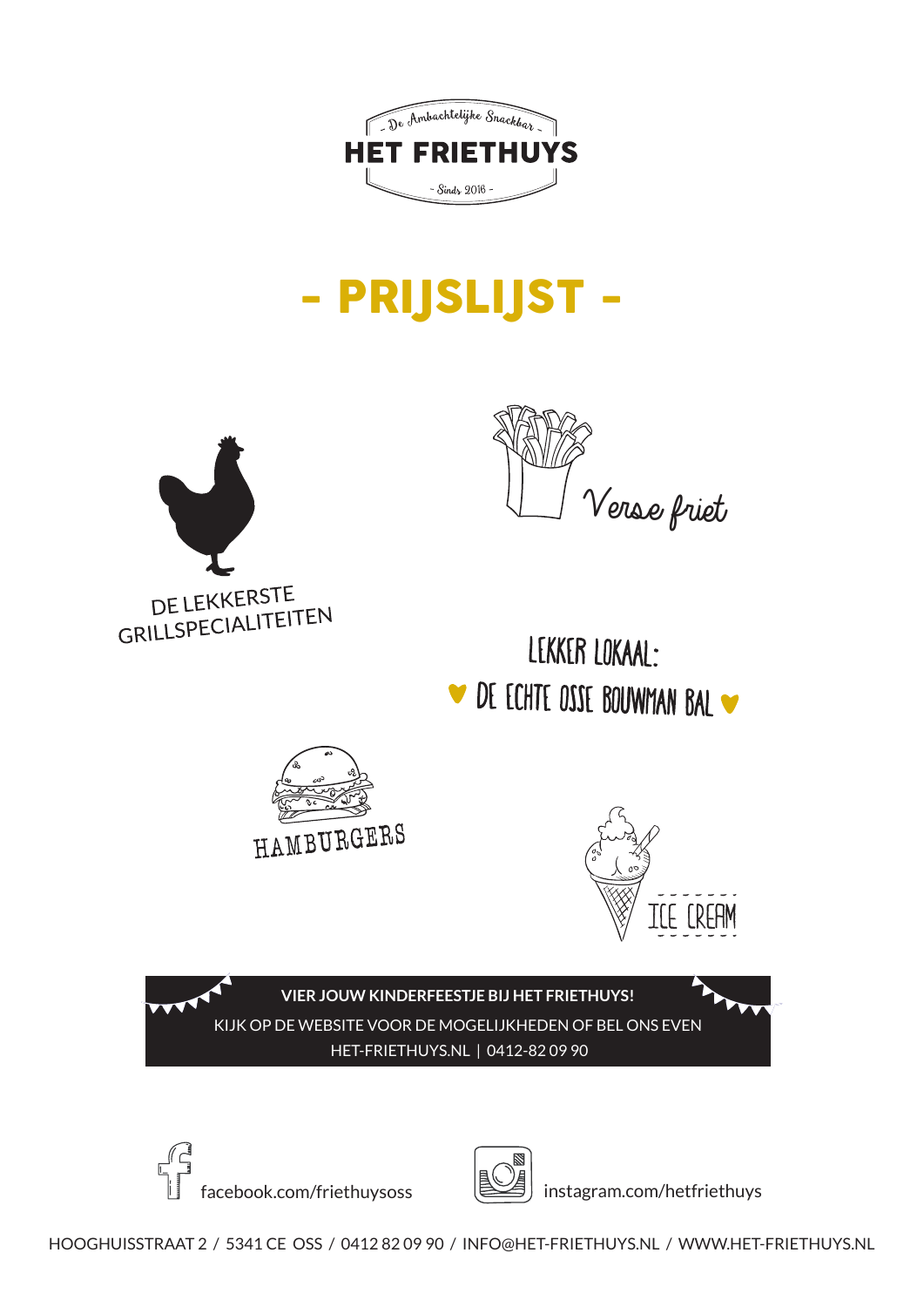- De Ambachtelijke Snackbar -

# HET FRIETHUYS

- Sinds 2016 -

# - PRIJSLIJST -

DE LEKKERSTE GRILLSPECIALITEITEN

Verse friet

LEKKER LOKAAL:

♥ DE ECHTE OSSE BOUWMAN BAL ♥

HAMBURGERS

ICE CREAM

**VIER JOUW KINDERFEESTJE BIJ HET FRIETHUYS!**

KIJK OP DE WEBSITE VOOR DE MOGELIJKHEDEN OF BEL ONS EVEN

HET-FRIETHUYS.NL | 0412-82 09 90

facebook.com/friethuysoss

instagram.com/hetfriethuys

HOOGHUISSTRAAT 2 / 5341 CE OSS / 0412 82 09 90 / INFO@HET-FRIETHUYS.NL / WWW.HET-FRIETHUYS.NL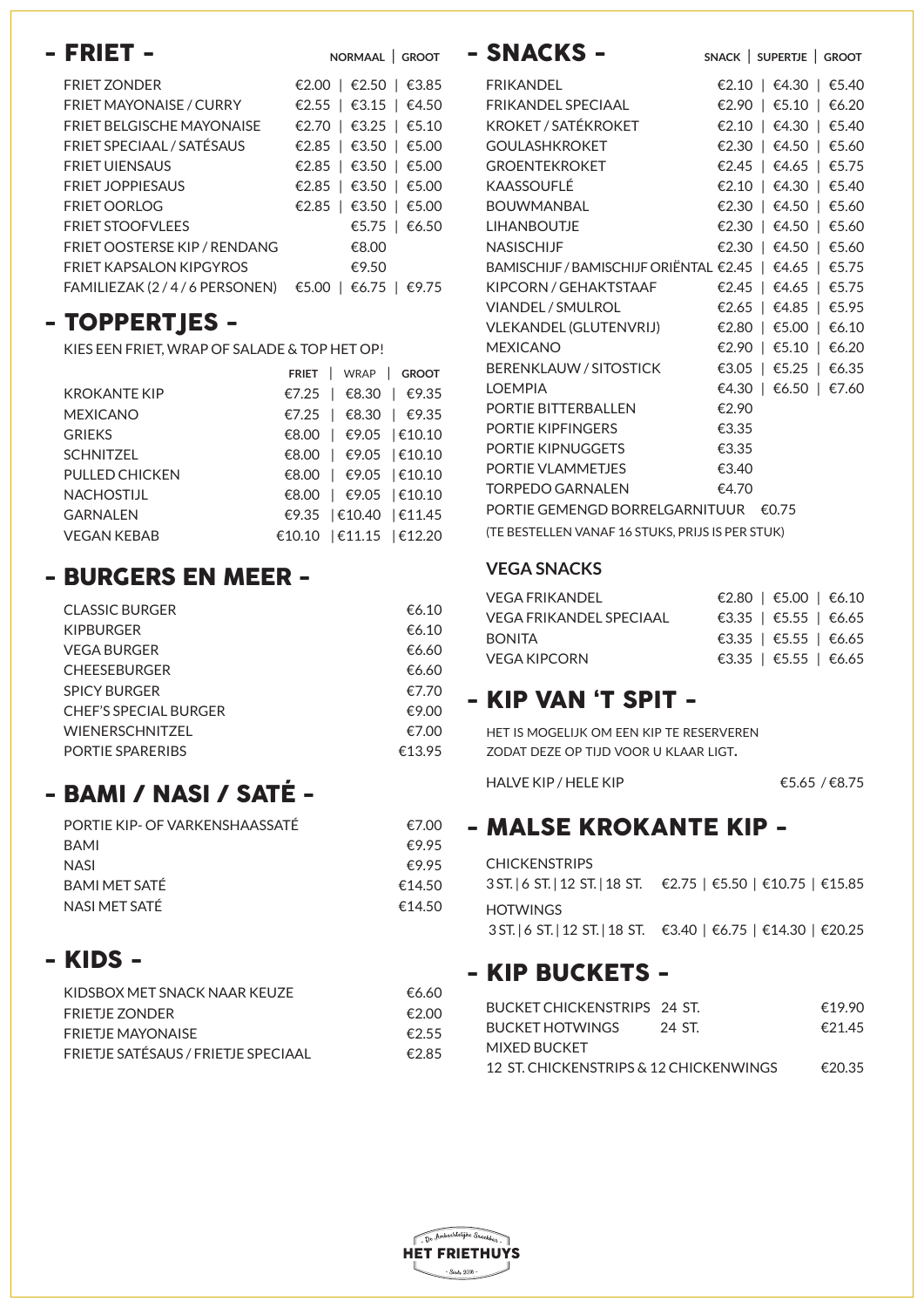# - FRIET -

| | NORMAAL | GROOT | |
|---|---|---|---|
| FRIET ZONDER | €2.00 | €2.50 | €3.85 |
| FRIET MAYONAISE / CURRY | €2.55 | €3.15 | €4.50 |
| FRIET BELGISCHE MAYONAISE | €2.70 | €3.25 | €5.10 |
| FRIET SPECIAAL / SATÉSAUS | €2.85 | €3.50 | €5.00 |
| FRIET UIENSAUS | €2.85 | €3.50 | €5.00 |
| FRIET JOPPIESAUS | €2.85 | €3.50 | €5.00 |
| FRIET OORLOG | €2.85 | €3.50 | €5.00 |
| FRIET STOOFVLEES | | €5.75 | €6.50 |
| FRIET OOSTERSE KIP / RENDANG | | €8.00 | |
| FRIET KAPSALON KIPGYROS | | €9.50 | |
| FAMILIEZAK (2 / 4 / 6 PERSONEN) | €5.00 | €6.75 | €9.75 |

# - TOPPERTJES -

KIES EEN FRIET, WRAP OF SALADE & TOP HET OP!

| | FRIET | WRAP | GROOT |
|---|---|---|---|
| KROKANTE KIP | €7.25 | €8.30 | €9.35 |
| MEXICANO | €7.25 | €8.30 | €9.35 |
| GRIEKS | €8.00 | €9.05 | €10.10 |
| SCHNITZEL | €8.00 | €9.05 | €10.10 |
| PULLED CHICKEN | €8.00 | €9.05 | €10.10 |
| NACHOSTIJL | €8.00 | €9.05 | €10.10 |
| GARNALEN | €9.35 | €10.40 | €11.45 |
| VEGAN KEBAB | €10.10 | €11.15 | €12.20 |

# - BURGERS EN MEER -

| | |
|---|---|
| CLASSIC BURGER | €6.10 |
| KIPBURGER | €6.10 |
| VEGA BURGER | €6.60 |
| CHEESEBURGER | €6.60 |
| SPICY BURGER | €7.70 |
| CHEF'S SPECIAL BURGER | €9.00 |
| WIENERSCHNITZEL | €7.00 |
| PORTIE SPARERIBS | €13.95 |

# - BAMI / NASI / SATÉ -

| | |
|---|---|
| PORTIE KIP- OF VARKENSHAASSATÉ | €7.00 |
| BAMI | €9.95 |
| NASI | €9.95 |
| BAMI MET SATÉ | €14.50 |
| NASI MET SATÉ | €14.50 |

# - KIDS -

| | |
|---|---|
| KIDSBOX MET SNACK NAAR KEUZE | €6.60 |
| FRIETJE ZONDER | €2.00 |
| FRIETJE MAYONAISE | €2.55 |
| FRIETJE SATÉSAUS / FRIETJE SPECIAAL | €2.85 |

# - SNACKS -

| | SNACK | SUPERTJE | GROOT |
|---|---|---|---|
| FRIKANDEL | €2.10 | €4.30 | €5.40 |
| FRIKANDEL SPECIAAL | €2.90 | €5.10 | €6.20 |
| KROKET / SATÉKROKET | €2.10 | €4.30 | €5.40 |
| GOULASHKROKET | €2.30 | €4.50 | €5.60 |
| GROENTEKROKET | €2.45 | €4.65 | €5.75 |
| KAASSOUFLÉ | €2.10 | €4.30 | €5.40 |
| BOUWMANBAL | €2.30 | €4.50 | €5.60 |
| LIHANBOUTJE | €2.30 | €4.50 | €5.60 |
| NASISCHIJF | €2.30 | €4.50 | €5.60 |
| BAMISCHIJF / BAMISCHIJF ORIËNTAL | €2.45 | €4.65 | €5.75 |
| KIPCORN / GEHAKTSTAAF | €2.45 | €4.65 | €5.75 |
| VIANDEL / SMULROL | €2.65 | €4.85 | €5.95 |
| VLEKANDEL (GLUTENVRIJ) | €2.80 | €5.00 | €6.10 |
| MEXICANO | €2.90 | €5.10 | €6.20 |
| BERENKLAUW / SITOSTICK | €3.05 | €5.25 | €6.35 |
| LOEMPIA | €4.30 | €6.50 | €7.60 |
| PORTIE BITTERBALLEN | €2.90 | | |
| PORTIE KIPFINGERS | €3.35 | | |
| PORTIE KIPNUGGETS | €3.35 | | |
| PORTIE VLAMMETJES | €3.40 | | |
| TORPEDO GARNALEN | €4.70 | | |
| PORTIE GEMENGD BORRELGARNITUUR | €0.75 | | |

(TE BESTELLEN VANAF 16 STUKS, PRIJS IS PER STUK)

### VEGA SNACKS

| | | | |
|---|---|---|---|
| VEGA FRIKANDEL | €2.80 | €5.00 | €6.10 |
| VEGA FRIKANDEL SPECIAAL | €3.35 | €5.55 | €6.65 |
| BONITA | €3.35 | €5.55 | €6.65 |
| VEGA KIPCORN | €3.35 | €5.55 | €6.65 |

# - KIP VAN 'T SPIT -

HET IS MOGELIJK OM EEN KIP TE RESERVEREN ZODAT DEZE OP TIJD VOOR U KLAAR LIGT.

HALVE KIP / HELE KIP €5.65 / €8.75

# - MALSE KROKANTE KIP -

CHICKENSTRIPS
3 ST. | 6 ST. | 12 ST. | 18 ST. €2.75 | €5.50 | €10.75 | €15.85

HOTWINGS
3 ST. | 6 ST. | 12 ST. | 18 ST. €3.40 | €6.75 | €14.30 | €20.25

# - KIP BUCKETS -

| | |
|---|---|
| BUCKET CHICKENSTRIPS 24 ST. | €19.90 |
| BUCKET HOTWINGS 24 ST. | €21.45 |
| MIXED BUCKET 12 ST. CHICKENSTRIPS & 12 CHICKENWINGS | €20.35 |

- De Ambachtelijke Snackbar -
HET FRIETHUYS
- Sinds 2016 -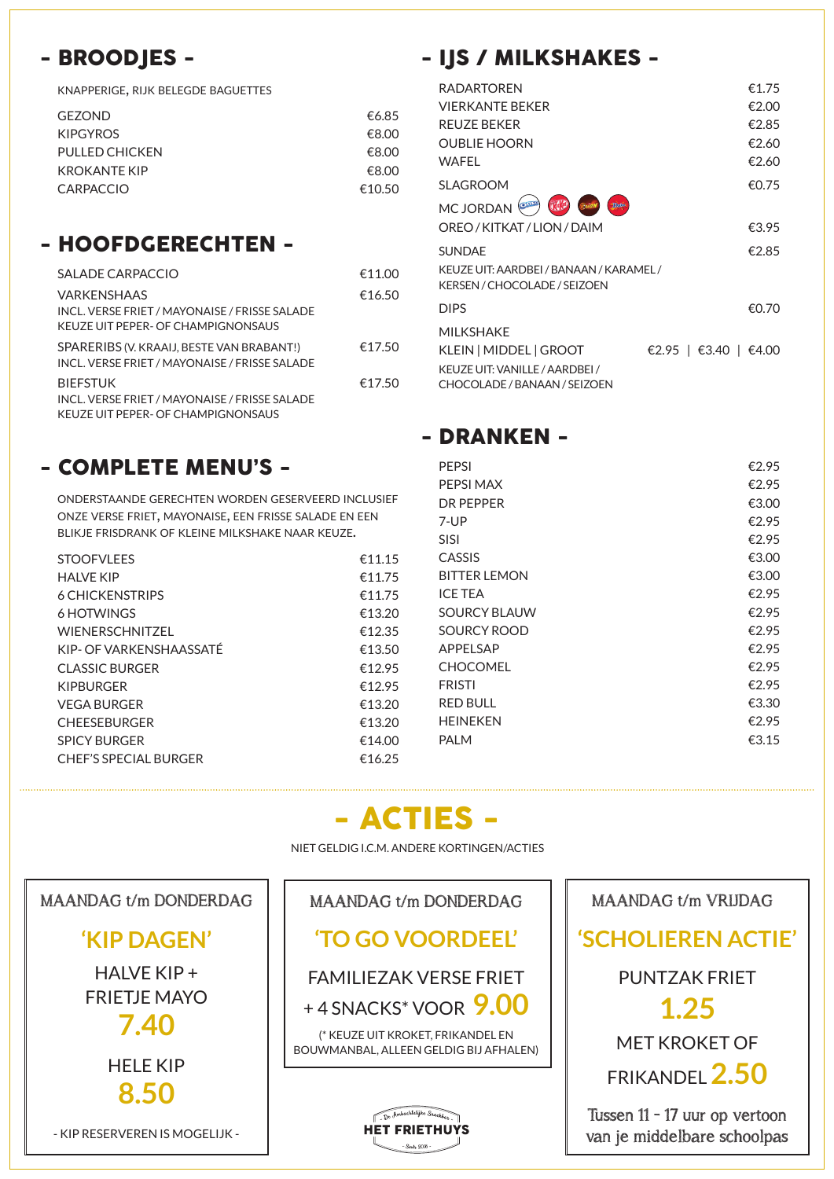## - BROODJES -

KNAPPERIGE, RIJK BELEGDE BAGUETTES

| | |
|---|---|
| GEZOND | €6.85 |
| KIPGYROS | €8.00 |
| PULLED CHICKEN | €8.00 |
| KROKANTE KIP | €8.00 |
| CARPACCIO | €10.50 |

## - HOOFDGERECHTEN -

| | |
|---|---|
| SALADE CARPACCIO | €11.00 |
| VARKENSHAAS<br>INCL. VERSE FRIET / MAYONAISE / FRISSE SALADE<br>KEUZE UIT PEPER- OF CHAMPIGNONSAUS | €16.50 |
| SPARERIBS (V. KRAAIJ, BESTE VAN BRABANT!)<br>INCL. VERSE FRIET / MAYONAISE / FRISSE SALADE | €17.50 |
| BIEFSTUK<br>INCL. VERSE FRIET / MAYONAISE / FRISSE SALADE<br>KEUZE UIT PEPER- OF CHAMPIGNONSAUS | €17.50 |

## - COMPLETE MENU'S -

ONDERSTAANDE GERECHTEN WORDEN GESERVEERD INCLUSIEF ONZE VERSE FRIET, MAYONAISE, EEN FRISSE SALADE EN EEN BLIKJE FRISDRANK OF KLEINE MILKSHAKE NAAR KEUZE.

| | |
|---|---|
| STOOFVLEES | €11.15 |
| HALVE KIP | €11.75 |
| 6 CHICKENSTRIPS | €11.75 |
| 6 HOTWINGS | €13.20 |
| WIENERSCHNITZEL | €12.35 |
| KIP- OF VARKENSHAASSATÉ | €13.50 |
| CLASSIC BURGER | €12.95 |
| KIPBURGER | €12.95 |
| VEGA BURGER | €13.20 |
| CHEESEBURGER | €13.20 |
| SPICY BURGER | €14.00 |
| CHEF'S SPECIAL BURGER | €16.25 |

## - IJS / MILKSHAKES -

| | |
|---|---|
| RADARTOREN | €1.75 |
| VIERKANTE BEKER | €2.00 |
| REUZE BEKER | €2.85 |
| OUBLIE HOORN | €2.60 |
| WAFEL | €2.60 |
| SLAGROOM | €0.75 |
| MC JORDAN<br>OREO / KITKAT / LION / DAIM | €3.95 |
| SUNDAE<br>KEUZE UIT: AARDBEI / BANAAN / KARAMEL / KERSEN / CHOCOLADE / SEIZOEN | €2.85 |
| DIPS | €0.70 |
| MILKSHAKE<br>KLEIN \| MIDDEL \| GROOT<br>KEUZE UIT: VANILLE / AARDBEI / CHOCOLADE / BANAAN / SEIZOEN | €2.95 \| €3.40 \| €4.00 |

## - DRANKEN -

| | |
|---|---|
| PEPSI | €2.95 |
| PEPSI MAX | €2.95 |
| DR PEPPER | €3.00 |
| 7-UP | €2.95 |
| SISI | €2.95 |
| CASSIS | €3.00 |
| BITTER LEMON | €3.00 |
| ICE TEA | €2.95 |
| SOURCY BLAUW | €2.95 |
| SOURCY ROOD | €2.95 |
| APPELSAP | €2.95 |
| CHOCOMEL | €2.95 |
| FRISTI | €2.95 |
| RED BULL | €3.30 |
| HEINEKEN | €2.95 |
| PALM | €3.15 |

## - ACTIES -

NIET GELDIG I.C.M. ANDERE KORTINGEN/ACTIES

### MAANDAG t/m DONDERDAG — 'KIP DAGEN'

HALVE KIP + FRIETJE MAYO **7.40**

HELE KIP **8.50**

- KIP RESERVEREN IS MOGELIJK -

### MAANDAG t/m DONDERDAG — 'TO GO VOORDEEL'

FAMILIEZAK VERSE FRIET + 4 SNACKS* VOOR **9.00**

(* KEUZE UIT KROKET, FRIKANDEL EN BOUWMANBAL, ALLEEN GELDIG BIJ AFHALEN)

### MAANDAG t/m VRIJDAG — 'SCHOLIEREN ACTIE'

PUNTZAK FRIET **1.25**

MET KROKET OF FRIKANDEL **2.50**

Tussen 11 - 17 uur op vertoon van je middelbare schoolpas

De Ambachtelijke Snackbar - HET FRIETHUYS - Sinds 2016 -